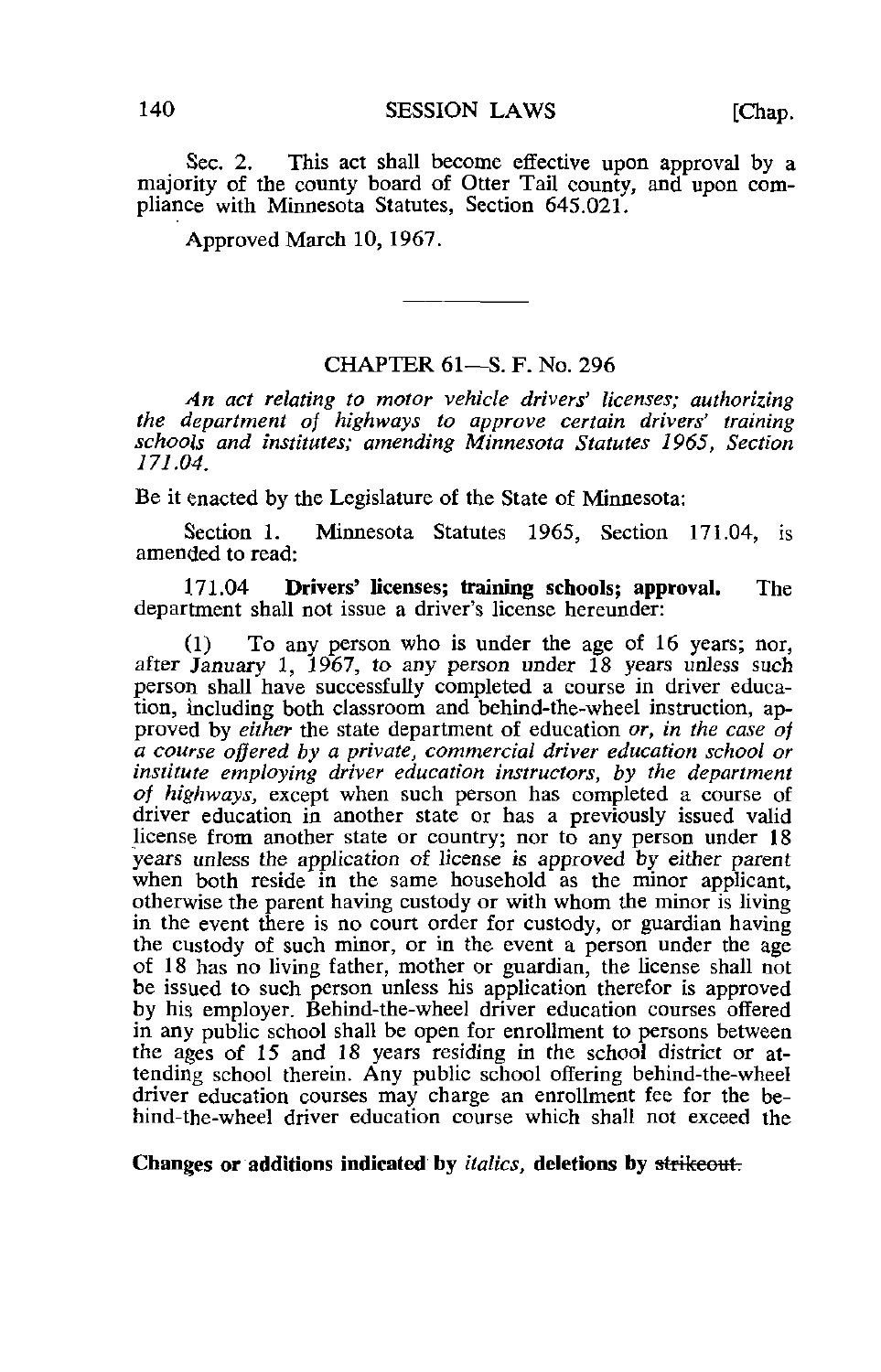Sec. 2. This act shall become effective upon approval by a majority of the county board of Otter Tail county, and upon compliance with Minnesota Statutes, Section 645.021.

Approved March 10, 1967.

---

## CHAPTER 61—S. F. No. 296

*An act relating to motor vehicle drivers' licenses; authorizing the department of highways to approve certain drivers' training schools and institutes; amending Minnesota Statutes 1965, Section 171.04.*

Be it enacted by the Legislature of the State of Minnesota:

Section 1. Minnesota Statutes 1965, Section 171.04, is amended to read:

171.04 **Drivers' licenses; training schools; approval.** The department shall not issue a driver's license hereunder:

(1) To any person who is under the age of 16 years; nor, after January 1, 1967, to any person under 18 years unless such person shall have successfully completed a course in driver education, including both classroom and behind-the-wheel instruction, approved by *either* the state department of education *or, in the case of a course offered by a private, commercial driver education school or institute employing driver education instructors, by the department of highways,* except when such person has completed a course of driver education in another state or has a previously issued valid license from another state or country; nor to any person under 18 years unless the application of license is approved by either parent when both reside in the same household as the minor applicant, otherwise the parent having custody or with whom the minor is living in the event there is no court order for custody, or guardian having the custody of such minor, or in the event a person under the age of 18 has no living father, mother or guardian, the license shall not be issued to such person unless his application therefor is approved by his employer. Behind-the-wheel driver education courses offered in any public school shall be open for enrollment to persons between the ages of 15 and 18 years residing in the school district or attending school therein. Any public school offering behind-the-wheel driver education courses may charge an enrollment fee for the behind-the-wheel driver education course which shall not exceed the

**Changes or additions indicated by *italics*, deletions by ~~strikeout~~.**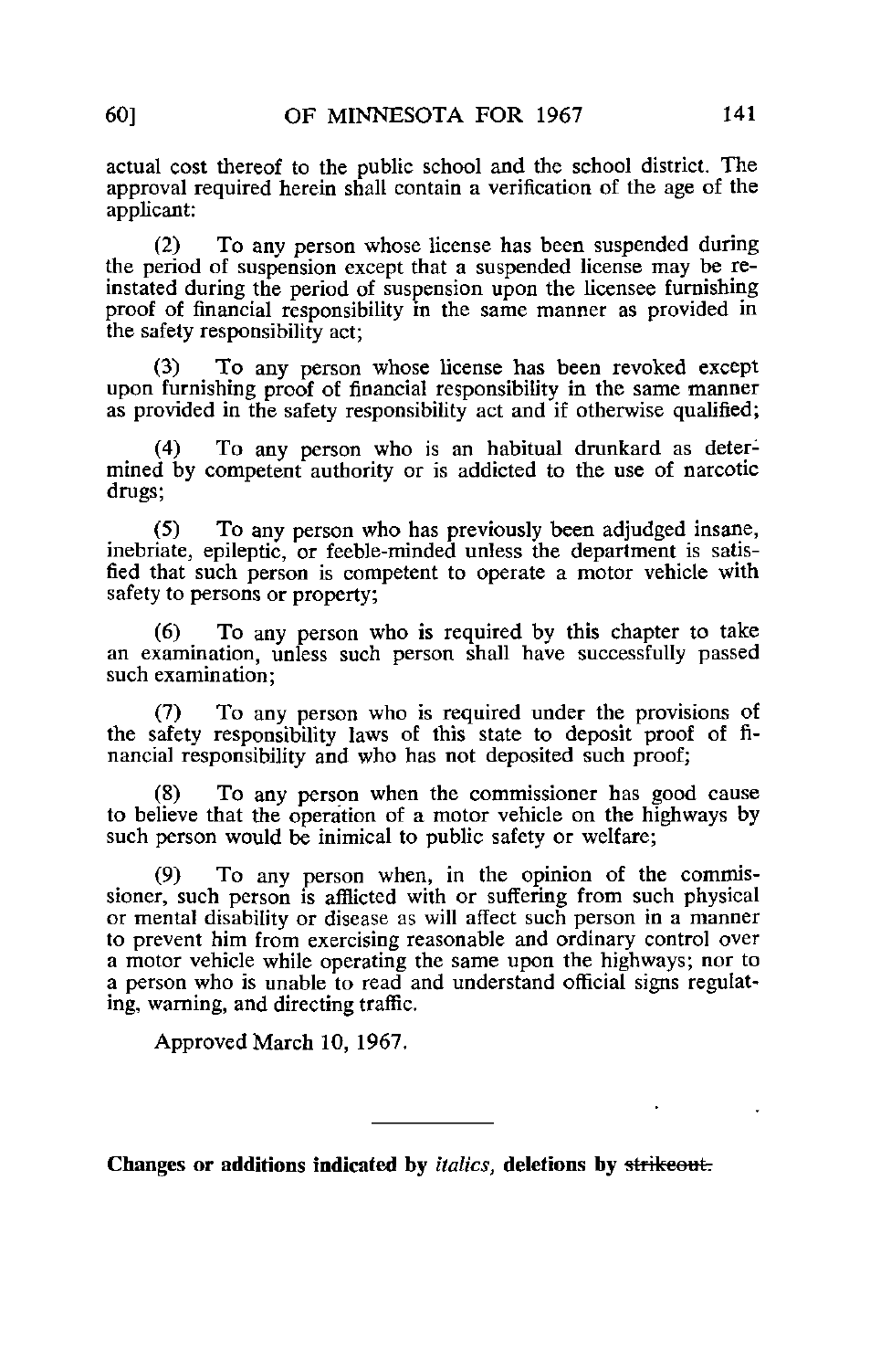actual cost thereof to the public school and the school district. The approval required herein shall contain a verification of the age of the applicant:

(2) To any person whose license has been suspended during the period of suspension except that a suspended license may be reinstated during the period of suspension upon the licensee furnishing proof of financial responsibility in the same manner as provided in the safety responsibility act;

(3) To any person whose license has been revoked except upon furnishing proof of financial responsibility in the same manner as provided in the safety responsibility act and if otherwise qualified;

(4) To any person who is an habitual drunkard as determined by competent authority or is addicted to the use of narcotic drugs;

(5) To any person who has previously been adjudged insane, inebriate, epileptic, or feeble-minded unless the department is satisfied that such person is competent to operate a motor vehicle with safety to persons or property;

(6) To any person who is required by this chapter to take an examination, unless such person shall have successfully passed such examination;

(7) To any person who is required under the provisions of the safety responsibility laws of this state to deposit proof of financial responsibility and who has not deposited such proof;

(8) To any person when the commissioner has good cause to believe that the operation of a motor vehicle on the highways by such person would be inimical to public safety or welfare;

(9) To any person when, in the opinion of the commissioner, such person is afflicted with or suffering from such physical or mental disability or disease as will affect such person in a manner to prevent him from exercising reasonable and ordinary control over a motor vehicle while operating the same upon the highways; nor to a person who is unable to read and understand official signs regulating, warning, and directing traffic.

Approved March 10, 1967.

---

**Changes or additions indicated by *italics*, deletions by ~~strikeout.~~**